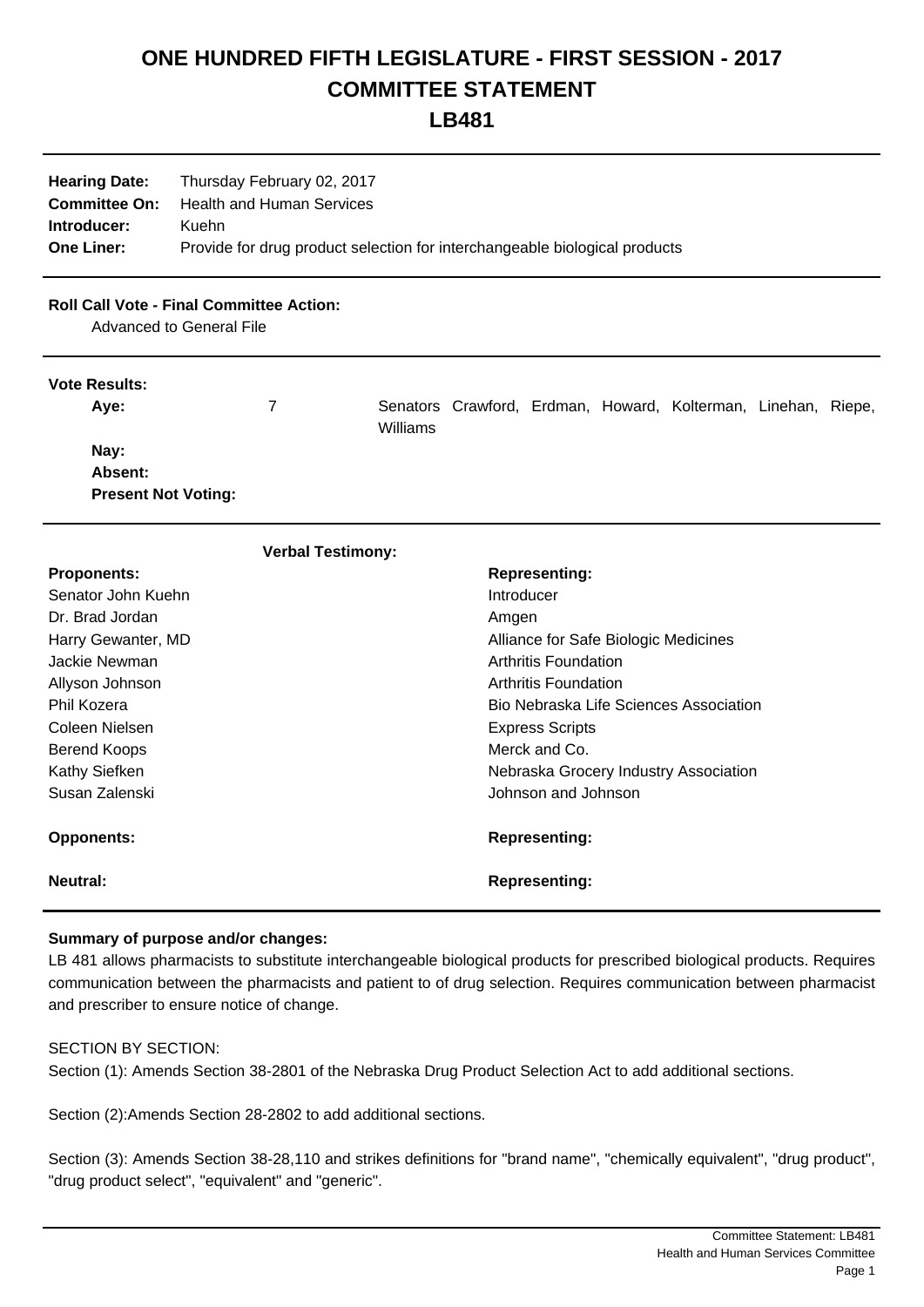# ONE HUNDRED FIFTH LEGISLATURE - FIRST SESSION - 2017
# COMMITTEE STATEMENT
# LB481

**Hearing Date:** Thursday February 02, 2017
**Committee On:** Health and Human Services
**Introducer:** Kuehn
**One Liner:** Provide for drug product selection for interchangeable biological products

**Roll Call Vote - Final Committee Action:**
Advanced to General File

**Vote Results:**

| | | |
|---|---|---|
| **Aye:** | 7 | Senators Crawford, Erdman, Howard, Kolterman, Linehan, Riepe, Williams |
| **Nay:** | | |
| **Absent:** | | |
| **Present Not Voting:** | | |

**Verbal Testimony:**

| **Proponents:** | **Representing:** |
|---|---|
| Senator John Kuehn | Introducer |
| Dr. Brad Jordan | Amgen |
| Harry Gewanter, MD | Alliance for Safe Biologic Medicines |
| Jackie Newman | Arthritis Foundation |
| Allyson Johnson | Arthritis Foundation |
| Phil Kozera | Bio Nebraska Life Sciences Association |
| Coleen Nielsen | Express Scripts |
| Berend Koops | Merck and Co. |
| Kathy Siefken | Nebraska Grocery Industry Association |
| Susan Zalenski | Johnson and Johnson |

| **Opponents:** | **Representing:** |
|---|---|

| **Neutral:** | **Representing:** |
|---|---|

**Summary of purpose and/or changes:**

LB 481 allows pharmacists to substitute interchangeable biological products for prescribed biological products. Requires communication between the pharmacists and patient to of drug selection. Requires communication between pharmacist and prescriber to ensure notice of change.

SECTION BY SECTION:

Section (1): Amends Section 38-2801 of the Nebraska Drug Product Selection Act to add additional sections.

Section (2):Amends Section 28-2802 to add additional sections.

Section (3): Amends Section 38-28,110 and strikes definitions for "brand name", "chemically equivalent", "drug product", "drug product select", "equivalent" and "generic".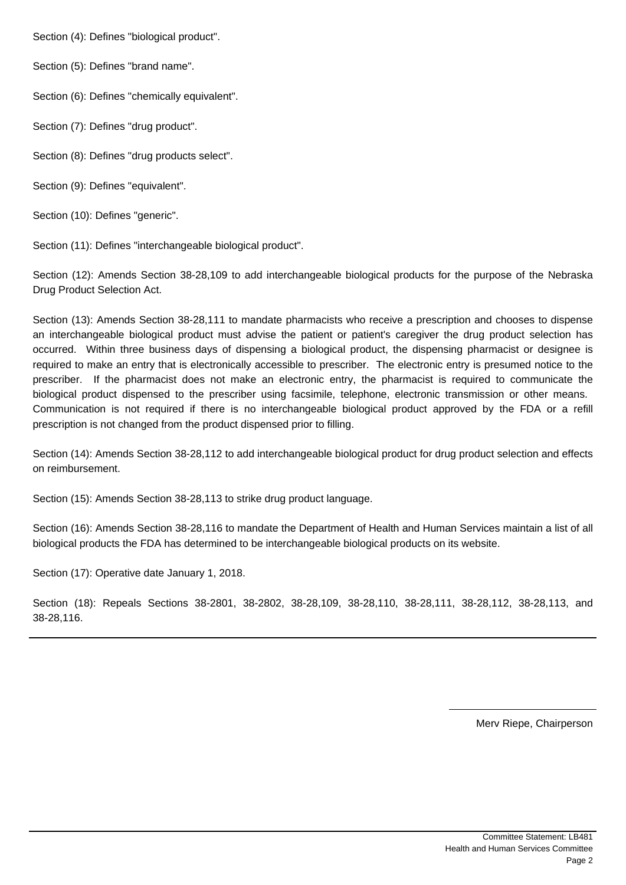Section (4): Defines "biological product".

Section (5): Defines "brand name".

Section (6): Defines "chemically equivalent".

Section (7): Defines "drug product".

Section (8): Defines "drug products select".

Section (9): Defines "equivalent".

Section (10): Defines "generic".

Section (11): Defines "interchangeable biological product".

Section (12): Amends Section 38-28,109 to add interchangeable biological products for the purpose of the Nebraska Drug Product Selection Act.

Section (13): Amends Section 38-28,111 to mandate pharmacists who receive a prescription and chooses to dispense an interchangeable biological product must advise the patient or patient's caregiver the drug product selection has occurred. Within three business days of dispensing a biological product, the dispensing pharmacist or designee is required to make an entry that is electronically accessible to prescriber. The electronic entry is presumed notice to the prescriber. If the pharmacist does not make an electronic entry, the pharmacist is required to communicate the biological product dispensed to the prescriber using facsimile, telephone, electronic transmission or other means. Communication is not required if there is no interchangeable biological product approved by the FDA or a refill prescription is not changed from the product dispensed prior to filling.

Section (14): Amends Section 38-28,112 to add interchangeable biological product for drug product selection and effects on reimbursement.

Section (15): Amends Section 38-28,113 to strike drug product language.

Section (16): Amends Section 38-28,116 to mandate the Department of Health and Human Services maintain a list of all biological products the FDA has determined to be interchangeable biological products on its website.

Section (17): Operative date January 1, 2018.

Section (18): Repeals Sections 38-2801, 38-2802, 38-28,109, 38-28,110, 38-28,111, 38-28,112, 38-28,113, and 38-28,116.

---

Merv Riepe, Chairperson